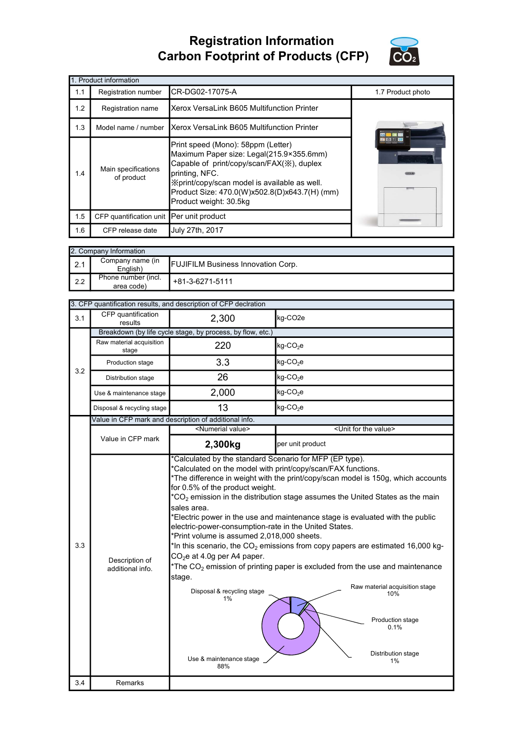# Registration Information
# Carbon Footprint of Products (CFP)

| 1. Product information | | | |
|---|---|---|---|
| 1.1 | Registration number | CR-DG02-17075-A | 1.7 Product photo |
| 1.2 | Registration name | Xerox VersaLink B605 Multifunction Printer | |
| 1.3 | Model name / number | Xerox VersaLink B605 Multifunction Printer | |
| 1.4 | Main specifications of product | Print speed (Mono): 58ppm (Letter)<br>Maximum Paper size: Legal(215.9×355.6mm)<br>Capable of print/copy/scan/FAX(※), duplex printing, NFC.<br>※print/copy/scan model is available as well.<br>Product Size: 470.0(W)x502.8(D)x643.7(H) (mm)<br>Product weight: 30.5kg | |
| 1.5 | CFP quantification unit | Per unit product | |
| 1.6 | CFP release date | July 27th, 2017 | |

| 2. Company Information | | |
|---|---|---|
| 2.1 | Company name (in English) | FUJIFILM Business Innovation Corp. |
| 2.2 | Phone number (incl. area code) | +81-3-6271-5111 |

| 3. CFP quantification results, and description of CFP declration | | | |
|---|---|---|---|
| 3.1 | CFP quantification results | 2,300 | kg-CO2e |
| 3.2 | Breakdown (by life cycle stage, by process, by flow, etc.) | | |
| | Raw material acquisition stage | 220 | kg-$CO_2$e |
| | Production stage | 3.3 | kg-$CO_2$e |
| | Distribution stage | 26 | kg-$CO_2$e |
| | Use & maintenance stage | 2,000 | kg-$CO_2$e |
| | Disposal & recycling stage | 13 | kg-$CO_2$e |
| 3.3 | Value in CFP mark and description of additional info. | | |
| | Value in CFP mark | <Numerial value> | <Unit for the value> |
| | | **2,300kg** | per unit product |
| | Description of additional info. | *Calculated by the standard Scenario for MFP (EP type).<br>*Calculated on the model with print/copy/scan/FAX functions.<br>*The difference in weight with the print/copy/scan model is 150g, which accounts for 0.5% of the product weight.<br>*$CO_2$ emission in the distribution stage assumes the United States as the main sales area.<br>*Electric power in the use and maintenance stage is evaluated with the public electric-power-consumption-rate in the United States.<br>*Print volume is assumed 2,018,000 sheets.<br>*In this scenario, the $CO_2$ emissions from copy papers are estimated 16,000 kg-$CO_2$e at 4.0g per A4 paper.<br>*The $CO_2$ emission of printing paper is excluded from the use and maintenance stage.<br>Raw material acquisition stage 10%; Production stage 0.1%; Distribution stage 1%; Use & maintenance stage 88%; Disposal & recycling stage 1% | |
| 3.4 | Remarks | | |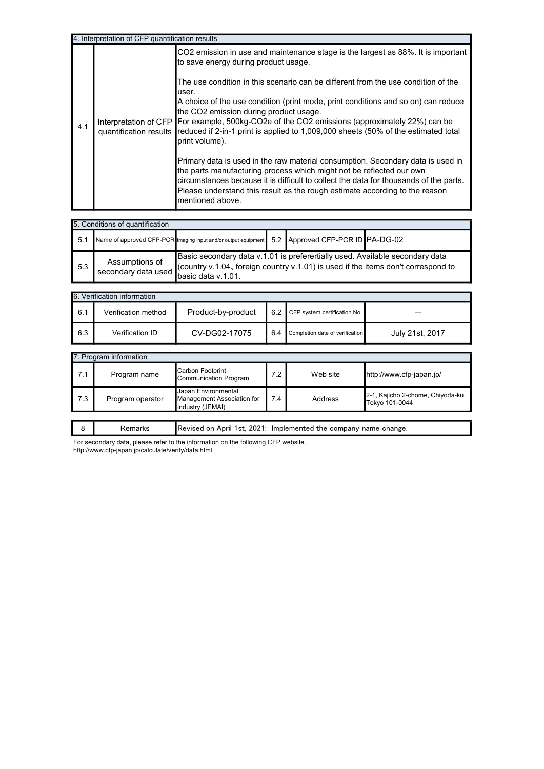| 4. Interpretation of CFP quantification results | | |
|---|---|---|
| 4.1 | Interpretation of CFP quantification results | $CO_2$ emission in use and maintenance stage is the largest as 88%. It is important to save energy during product usage.<br><br>The use condition in this scenario can be different from the use condition of the user.<br>A choice of the use condition (print mode, print conditions and so on) can reduce the $CO_2$ emission during product usage.<br>For example, 500kg-$CO_2$e of the $CO_2$ emissions (approximately 22%) can be reduced if 2-in-1 print is applied to 1,009,000 sheets (50% of the estimated total print volume).<br><br>Primary data is used in the raw material consumption. Secondary data is used in the parts manufacturing process which might not be reflected our own circumstances because it is difficult to collect the data for thousands of the parts. Please understand this result as the rough estimate according to the reason mentioned above. |

| 5. Conditions of quantification | | | | | |
|---|---|---|---|---|---|
| 5.1 | Name of approved CFP-PCR | Imaging input and/or output equipment | 5.2 | Approved CFP-PCR ID | PA-DG-02 |
| 5.3 | Assumptions of secondary data used | Basic secondary data v.1.01 is preferertially used. Available secondary data (country v.1.04、foreign country v.1.01) is used if the items don't correspond to basic data v.1.01. | | | |

| 6. Verification information | | | | | |
|---|---|---|---|---|---|
| 6.1 | Verification method | Product-by-product | 6.2 | CFP system certification No. | — |
| 6.3 | Verification ID | CV-DG02-17075 | 6.4 | Completion date of verification | July 21st, 2017 |

| 7. Program information | | | | | |
|---|---|---|---|---|---|
| 7.1 | Program name | Carbon Footprint Communication Program | 7.2 | Web site | http://www.cfp-japan.jp/ |
| 7.3 | Program operator | Japan Environmental Management Association for Industry (JEMAI) | 7.4 | Address | 2-1, Kajicho 2-chome, Chiyoda-ku, Tokyo 101-0044 |

| | | |
|---|---|---|
| 8 | Remarks | Revised on April 1st, 2021: Implemented the company name change. |

For secondary data, please refer to the information on the following CFP website.
http://www.cfp-japan.jp/calculate/verify/data.html